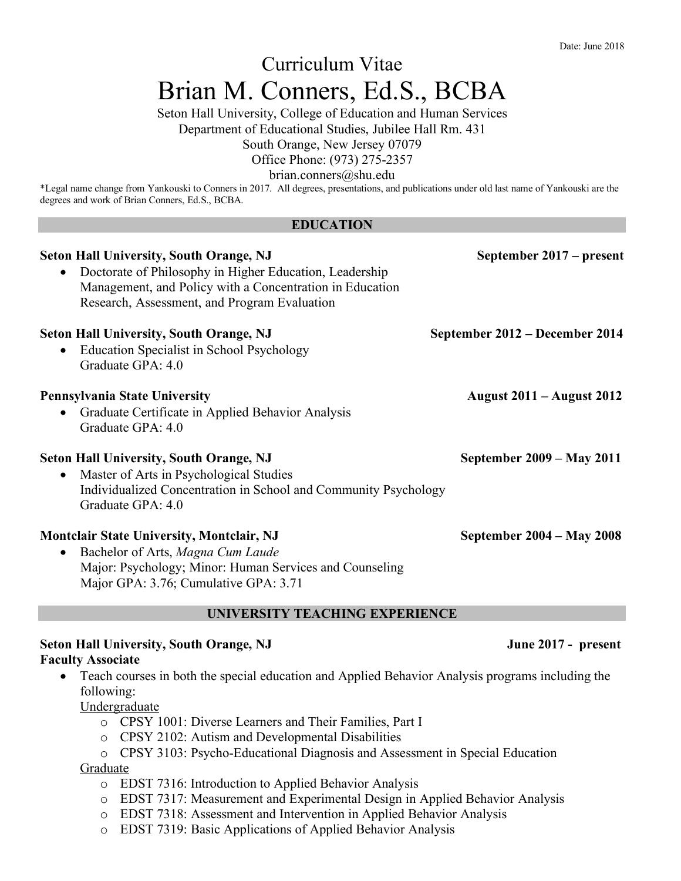Date: June 2018

# Curriculum Vitae

# Brian M. Conners, Ed.S., BCBA

Seton Hall University, College of Education and Human Services
Department of Educational Studies, Jubilee Hall Rm. 431
South Orange, New Jersey 07079
Office Phone: (973) 275-2357
brian.conners@shu.edu

*Legal name change from Yankouski to Conners in 2017. All degrees, presentations, and publications under old last name of Yankouski are the degrees and work of Brian Conners, Ed.S., BCBA.

## EDUCATION

**Seton Hall University, South Orange, NJ** — **September 2017 – present**

- Doctorate of Philosophy in Higher Education, Leadership Management, and Policy with a Concentration in Education Research, Assessment, and Program Evaluation

**Seton Hall University, South Orange, NJ** — **September 2012 – December 2014**

- Education Specialist in School Psychology
  Graduate GPA: 4.0

**Pennsylvania State University** — **August 2011 – August 2012**

- Graduate Certificate in Applied Behavior Analysis
  Graduate GPA: 4.0

**Seton Hall University, South Orange, NJ** — **September 2009 – May 2011**

- Master of Arts in Psychological Studies
  Individualized Concentration in School and Community Psychology
  Graduate GPA: 4.0

**Montclair State University, Montclair, NJ** — **September 2004 – May 2008**

- Bachelor of Arts, *Magna Cum Laude*
  Major: Psychology; Minor: Human Services and Counseling
  Major GPA: 3.76; Cumulative GPA: 3.71

## UNIVERSITY TEACHING EXPERIENCE

**Seton Hall University, South Orange, NJ** — **June 2017 - present**
**Faculty Associate**

- Teach courses in both the special education and Applied Behavior Analysis programs including the following:
  Undergraduate
  - CPSY 1001: Diverse Learners and Their Families, Part I
  - CPSY 2102: Autism and Developmental Disabilities
  - CPSY 3103: Psycho-Educational Diagnosis and Assessment in Special Education

  Graduate
  - EDST 7316: Introduction to Applied Behavior Analysis
  - EDST 7317: Measurement and Experimental Design in Applied Behavior Analysis
  - EDST 7318: Assessment and Intervention in Applied Behavior Analysis
  - EDST 7319: Basic Applications of Applied Behavior Analysis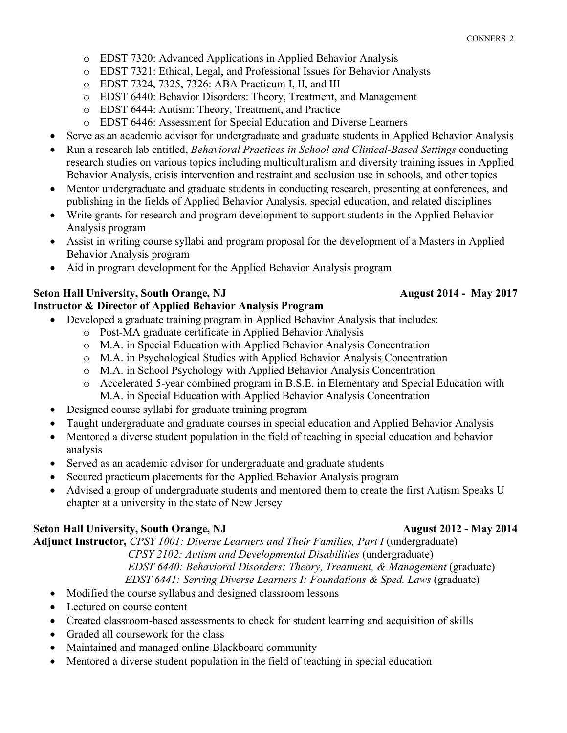- EDST 7320: Advanced Applications in Applied Behavior Analysis
  - EDST 7321: Ethical, Legal, and Professional Issues for Behavior Analysts
  - EDST 7324, 7325, 7326: ABA Practicum I, II, and III
  - EDST 6440: Behavior Disorders: Theory, Treatment, and Management
  - EDST 6444: Autism: Theory, Treatment, and Practice
  - EDST 6446: Assessment for Special Education and Diverse Learners
- Serve as an academic advisor for undergraduate and graduate students in Applied Behavior Analysis
- Run a research lab entitled, *Behavioral Practices in School and Clinical-Based Settings* conducting research studies on various topics including multiculturalism and diversity training issues in Applied Behavior Analysis, crisis intervention and restraint and seclusion use in schools, and other topics
- Mentor undergraduate and graduate students in conducting research, presenting at conferences, and publishing in the fields of Applied Behavior Analysis, special education, and related disciplines
- Write grants for research and program development to support students in the Applied Behavior Analysis program
- Assist in writing course syllabi and program proposal for the development of a Masters in Applied Behavior Analysis program
- Aid in program development for the Applied Behavior Analysis program

**Seton Hall University, South Orange, NJ** **August 2014 - May 2017**
**Instructor & Director of Applied Behavior Analysis Program**

- Developed a graduate training program in Applied Behavior Analysis that includes:
  - Post-MA graduate certificate in Applied Behavior Analysis
  - M.A. in Special Education with Applied Behavior Analysis Concentration
  - M.A. in Psychological Studies with Applied Behavior Analysis Concentration
  - M.A. in School Psychology with Applied Behavior Analysis Concentration
  - Accelerated 5-year combined program in B.S.E. in Elementary and Special Education with M.A. in Special Education with Applied Behavior Analysis Concentration
- Designed course syllabi for graduate training program
- Taught undergraduate and graduate courses in special education and Applied Behavior Analysis
- Mentored a diverse student population in the field of teaching in special education and behavior analysis
- Served as an academic advisor for undergraduate and graduate students
- Secured practicum placements for the Applied Behavior Analysis program
- Advised a group of undergraduate students and mentored them to create the first Autism Speaks U chapter at a university in the state of New Jersey

**Seton Hall University, South Orange, NJ** **August 2012 - May 2014**
**Adjunct Instructor,** *CPSY 1001: Diverse Learners and Their Families, Part I* (undergraduate)
*CPSY 2102: Autism and Developmental Disabilities* (undergraduate)
*EDST 6440: Behavioral Disorders: Theory, Treatment, & Management* (graduate)
*EDST 6441: Serving Diverse Learners I: Foundations & Sped. Laws* (graduate)

- Modified the course syllabus and designed classroom lessons
- Lectured on course content
- Created classroom-based assessments to check for student learning and acquisition of skills
- Graded all coursework for the class
- Maintained and managed online Blackboard community
- Mentored a diverse student population in the field of teaching in special education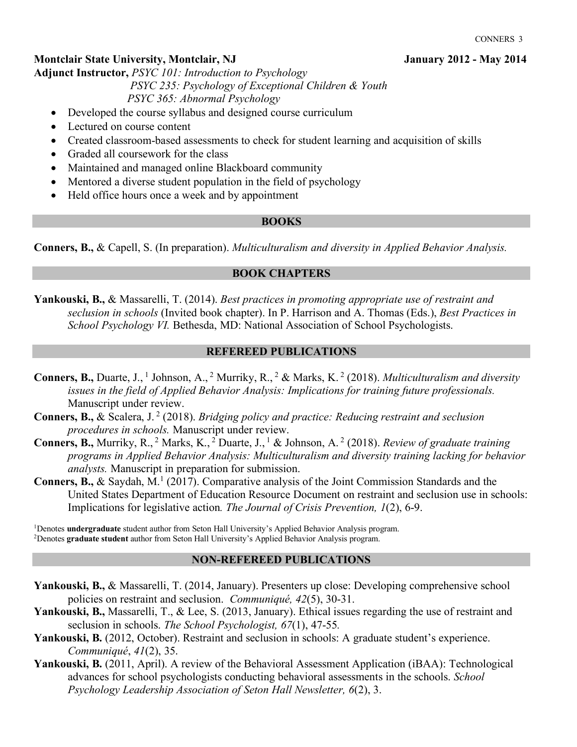**Montclair State University, Montclair, NJ** **January 2012 - May 2014**

**Adjunct Instructor,** *PSYC 101: Introduction to Psychology*
*PSYC 235: Psychology of Exceptional Children & Youth*
*PSYC 365: Abnormal Psychology*

- Developed the course syllabus and designed course curriculum
- Lectured on course content
- Created classroom-based assessments to check for student learning and acquisition of skills
- Graded all coursework for the class
- Maintained and managed online Blackboard community
- Mentored a diverse student population in the field of psychology
- Held office hours once a week and by appointment

## BOOKS

**Conners, B.,** & Capell, S. (In preparation). *Multiculturalism and diversity in Applied Behavior Analysis.*

## BOOK CHAPTERS

**Yankouski, B.,** & Massarelli, T. (2014). *Best practices in promoting appropriate use of restraint and seclusion in schools* (Invited book chapter). In P. Harrison and A. Thomas (Eds.), *Best Practices in School Psychology VI.* Bethesda, MD: National Association of School Psychologists.

## REFEREED PUBLICATIONS

**Conners, B.,** Duarte, J.,[1] Johnson, A.,[2] Murriky, R.,[2] & Marks, K.[2] (2018). *Multiculturalism and diversity issues in the field of Applied Behavior Analysis: Implications for training future professionals.* Manuscript under review.

**Conners, B.,** & Scalera, J.[2] (2018). *Bridging policy and practice: Reducing restraint and seclusion procedures in schools.* Manuscript under review.

**Conners, B.,** Murriky, R.,[2] Marks, K.,[2] Duarte, J.,[1] & Johnson, A.[2] (2018). *Review of graduate training programs in Applied Behavior Analysis: Multiculturalism and diversity training lacking for behavior analysts.* Manuscript in preparation for submission.

**Conners, B.,** & Saydah, M.[1] (2017). Comparative analysis of the Joint Commission Standards and the United States Department of Education Resource Document on restraint and seclusion use in schools: Implications for legislative action*. The Journal of Crisis Prevention, 1*(2), 6-9.

[1]Denotes **undergraduate** student author from Seton Hall University's Applied Behavior Analysis program.
[2]Denotes **graduate student** author from Seton Hall University's Applied Behavior Analysis program.

## NON-REFEREED PUBLICATIONS

**Yankouski, B.,** & Massarelli, T. (2014, January). Presenters up close: Developing comprehensive school policies on restraint and seclusion. *Communiqué, 42*(5), 30-31.

**Yankouski, B.,** Massarelli, T., & Lee, S. (2013, January). Ethical issues regarding the use of restraint and seclusion in schools. *The School Psychologist, 67*(1), 47-55*.*

**Yankouski, B.** (2012, October). Restraint and seclusion in schools: A graduate student's experience. *Communiqué*, *41*(2), 35.

**Yankouski, B.** (2011, April). A review of the Behavioral Assessment Application (iBAA): Technological advances for school psychologists conducting behavioral assessments in the schools. *School Psychology Leadership Association of Seton Hall Newsletter, 6*(2), 3.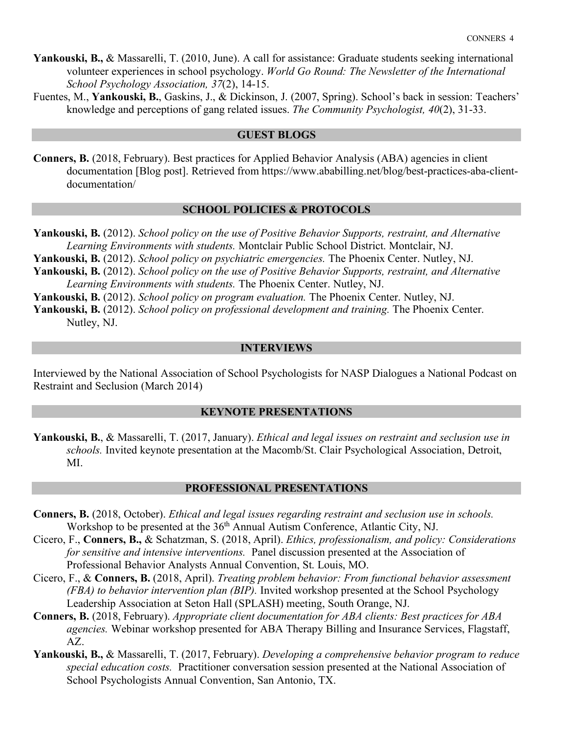**Yankouski, B.,** & Massarelli, T. (2010, June). A call for assistance: Graduate students seeking international volunteer experiences in school psychology. *World Go Round: The Newsletter of the International School Psychology Association, 37*(2), 14-15.

Fuentes, M., **Yankouski, B.**, Gaskins, J., & Dickinson, J. (2007, Spring). School's back in session: Teachers' knowledge and perceptions of gang related issues. *The Community Psychologist, 40*(2), 31-33.

## GUEST BLOGS

**Conners, B.** (2018, February). Best practices for Applied Behavior Analysis (ABA) agencies in client documentation [Blog post]. Retrieved from https://www.ababilling.net/blog/best-practices-aba-client-documentation/

## SCHOOL POLICIES & PROTOCOLS

**Yankouski, B.** (2012). *School policy on the use of Positive Behavior Supports, restraint, and Alternative Learning Environments with students.* Montclair Public School District. Montclair, NJ.

**Yankouski, B.** (2012). *School policy on psychiatric emergencies.* The Phoenix Center. Nutley, NJ.

**Yankouski, B.** (2012). *School policy on the use of Positive Behavior Supports, restraint, and Alternative Learning Environments with students.* The Phoenix Center. Nutley, NJ.

**Yankouski, B.** (2012). *School policy on program evaluation.* The Phoenix Center. Nutley, NJ.

**Yankouski, B.** (2012). *School policy on professional development and training.* The Phoenix Center. Nutley, NJ.

## INTERVIEWS

Interviewed by the National Association of School Psychologists for NASP Dialogues a National Podcast on Restraint and Seclusion (March 2014)

## KEYNOTE PRESENTATIONS

**Yankouski, B.**, & Massarelli, T. (2017, January). *Ethical and legal issues on restraint and seclusion use in schools.* Invited keynote presentation at the Macomb/St. Clair Psychological Association, Detroit, MI.

## PROFESSIONAL PRESENTATIONS

**Conners, B.** (2018, October). *Ethical and legal issues regarding restraint and seclusion use in schools.* Workshop to be presented at the 36th Annual Autism Conference, Atlantic City, NJ.

Cicero, F., **Conners, B.,** & Schatzman, S. (2018, April). *Ethics, professionalism, and policy: Considerations for sensitive and intensive interventions.* Panel discussion presented at the Association of Professional Behavior Analysts Annual Convention, St. Louis, MO.

Cicero, F., & **Conners, B.** (2018, April). *Treating problem behavior: From functional behavior assessment (FBA) to behavior intervention plan (BIP).* Invited workshop presented at the School Psychology Leadership Association at Seton Hall (SPLASH) meeting, South Orange, NJ.

**Conners, B.** (2018, February). *Appropriate client documentation for ABA clients: Best practices for ABA agencies.* Webinar workshop presented for ABA Therapy Billing and Insurance Services, Flagstaff, AZ.

**Yankouski, B.,** & Massarelli, T. (2017, February). *Developing a comprehensive behavior program to reduce special education costs.* Practitioner conversation session presented at the National Association of School Psychologists Annual Convention, San Antonio, TX.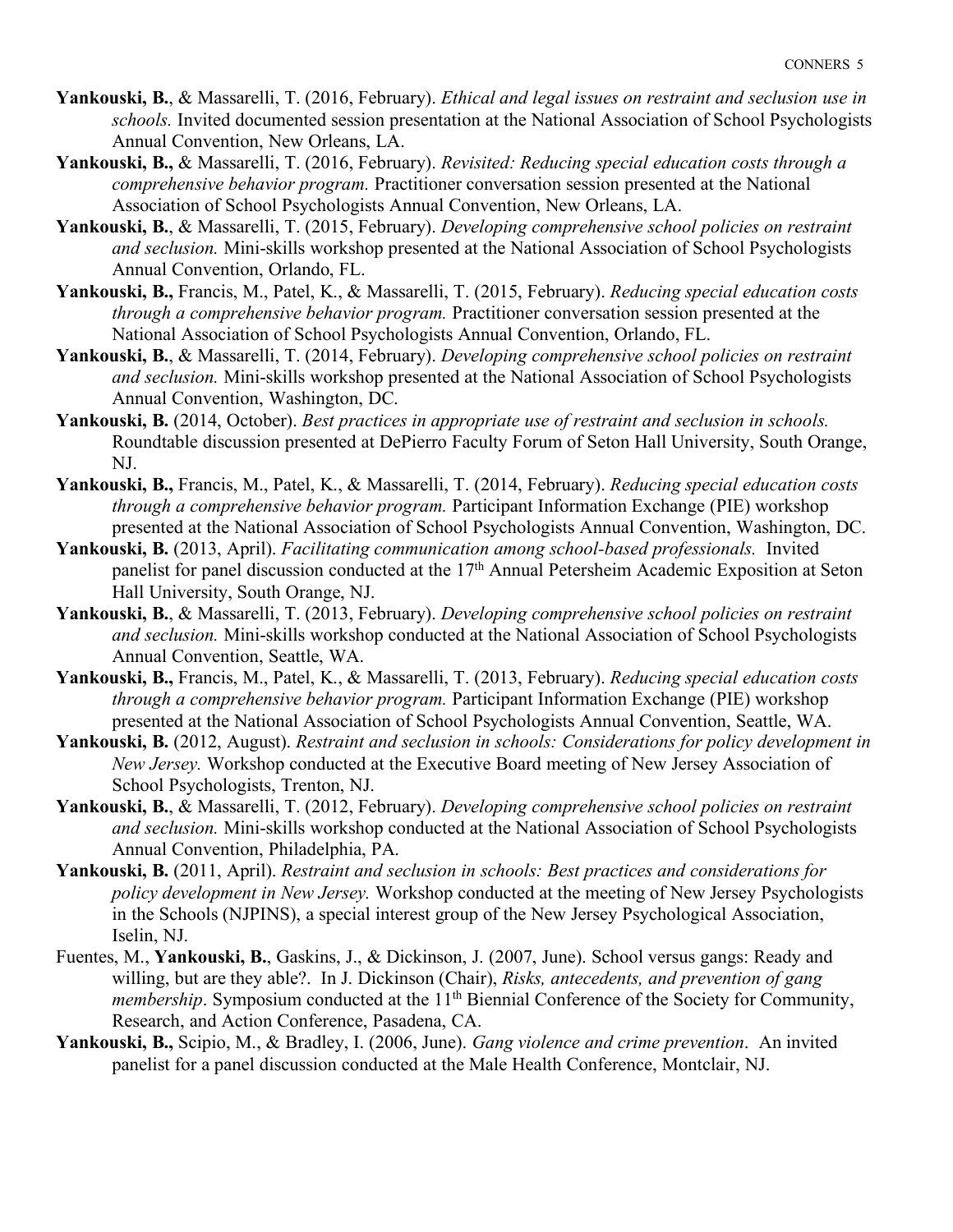**Yankouski, B.**, & Massarelli, T. (2016, February). *Ethical and legal issues on restraint and seclusion use in schools.* Invited documented session presentation at the National Association of School Psychologists Annual Convention, New Orleans, LA.

**Yankouski, B.,** & Massarelli, T. (2016, February). *Revisited: Reducing special education costs through a comprehensive behavior program.* Practitioner conversation session presented at the National Association of School Psychologists Annual Convention, New Orleans, LA.

**Yankouski, B.**, & Massarelli, T. (2015, February). *Developing comprehensive school policies on restraint and seclusion.* Mini-skills workshop presented at the National Association of School Psychologists Annual Convention, Orlando, FL.

**Yankouski, B.,** Francis, M., Patel, K., & Massarelli, T. (2015, February). *Reducing special education costs through a comprehensive behavior program.* Practitioner conversation session presented at the National Association of School Psychologists Annual Convention, Orlando, FL.

**Yankouski, B.**, & Massarelli, T. (2014, February). *Developing comprehensive school policies on restraint and seclusion.* Mini-skills workshop presented at the National Association of School Psychologists Annual Convention, Washington, DC.

**Yankouski, B.** (2014, October). *Best practices in appropriate use of restraint and seclusion in schools.* Roundtable discussion presented at DePierro Faculty Forum of Seton Hall University, South Orange, NJ.

**Yankouski, B.,** Francis, M., Patel, K., & Massarelli, T. (2014, February). *Reducing special education costs through a comprehensive behavior program.* Participant Information Exchange (PIE) workshop presented at the National Association of School Psychologists Annual Convention, Washington, DC.

**Yankouski, B.** (2013, April). *Facilitating communication among school-based professionals.* Invited panelist for panel discussion conducted at the 17th Annual Petersheim Academic Exposition at Seton Hall University, South Orange, NJ.

**Yankouski, B.**, & Massarelli, T. (2013, February). *Developing comprehensive school policies on restraint and seclusion.* Mini-skills workshop conducted at the National Association of School Psychologists Annual Convention, Seattle, WA.

**Yankouski, B.,** Francis, M., Patel, K., & Massarelli, T. (2013, February). *Reducing special education costs through a comprehensive behavior program.* Participant Information Exchange (PIE) workshop presented at the National Association of School Psychologists Annual Convention, Seattle, WA.

**Yankouski, B.** (2012, August). *Restraint and seclusion in schools: Considerations for policy development in New Jersey.* Workshop conducted at the Executive Board meeting of New Jersey Association of School Psychologists, Trenton, NJ.

**Yankouski, B.**, & Massarelli, T. (2012, February). *Developing comprehensive school policies on restraint and seclusion.* Mini-skills workshop conducted at the National Association of School Psychologists Annual Convention, Philadelphia, PA.

**Yankouski, B.** (2011, April). *Restraint and seclusion in schools: Best practices and considerations for policy development in New Jersey.* Workshop conducted at the meeting of New Jersey Psychologists in the Schools (NJPINS), a special interest group of the New Jersey Psychological Association, Iselin, NJ.

Fuentes, M., **Yankouski, B.**, Gaskins, J., & Dickinson, J. (2007, June). School versus gangs: Ready and willing, but are they able?. In J. Dickinson (Chair), *Risks, antecedents, and prevention of gang membership*. Symposium conducted at the 11th Biennial Conference of the Society for Community, Research, and Action Conference, Pasadena, CA.

**Yankouski, B.,** Scipio, M., & Bradley, I. (2006, June). *Gang violence and crime prevention*. An invited panelist for a panel discussion conducted at the Male Health Conference, Montclair, NJ.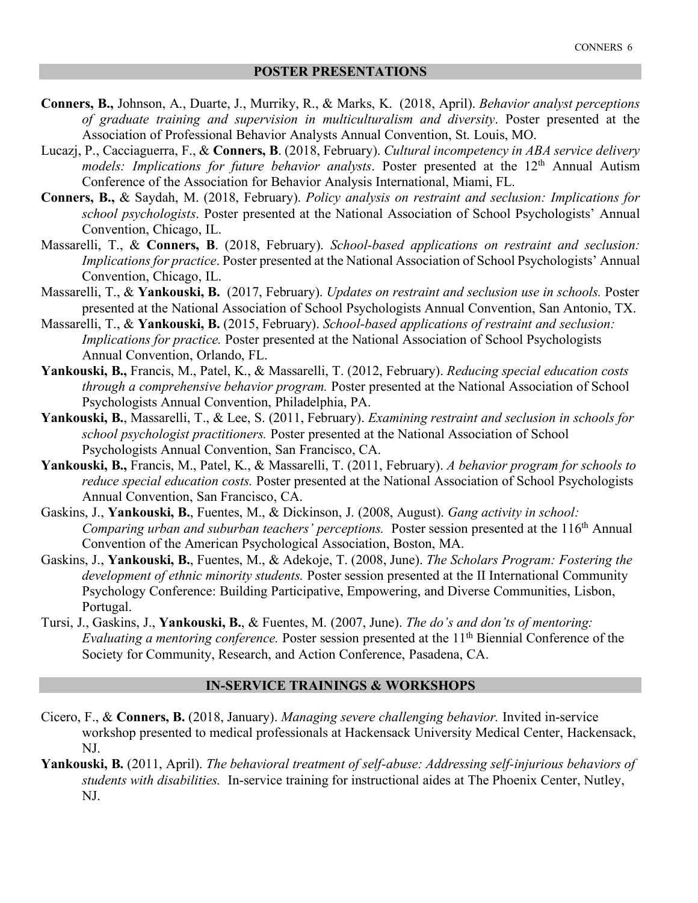## POSTER PRESENTATIONS

**Conners, B.,** Johnson, A., Duarte, J., Murriky, R., & Marks, K. (2018, April). *Behavior analyst perceptions of graduate training and supervision in multiculturalism and diversity*. Poster presented at the Association of Professional Behavior Analysts Annual Convention, St. Louis, MO.

Lucazj, P., Cacciaguerra, F., & **Conners, B**. (2018, February). *Cultural incompetency in ABA service delivery models: Implications for future behavior analysts*. Poster presented at the 12th Annual Autism Conference of the Association for Behavior Analysis International, Miami, FL.

**Conners, B.,** & Saydah, M. (2018, February). *Policy analysis on restraint and seclusion: Implications for school psychologists*. Poster presented at the National Association of School Psychologists' Annual Convention, Chicago, IL.

Massarelli, T., & **Conners, B**. (2018, February). *School-based applications on restraint and seclusion: Implications for practice*. Poster presented at the National Association of School Psychologists' Annual Convention, Chicago, IL.

Massarelli, T., & **Yankouski, B.** (2017, February). *Updates on restraint and seclusion use in schools.* Poster presented at the National Association of School Psychologists Annual Convention, San Antonio, TX.

Massarelli, T., & **Yankouski, B.** (2015, February). *School-based applications of restraint and seclusion: Implications for practice.* Poster presented at the National Association of School Psychologists Annual Convention, Orlando, FL.

**Yankouski, B.,** Francis, M., Patel, K., & Massarelli, T. (2012, February). *Reducing special education costs through a comprehensive behavior program.* Poster presented at the National Association of School Psychologists Annual Convention, Philadelphia, PA.

**Yankouski, B.**, Massarelli, T., & Lee, S. (2011, February). *Examining restraint and seclusion in schools for school psychologist practitioners.* Poster presented at the National Association of School Psychologists Annual Convention, San Francisco, CA.

**Yankouski, B.,** Francis, M., Patel, K., & Massarelli, T. (2011, February). *A behavior program for schools to reduce special education costs.* Poster presented at the National Association of School Psychologists Annual Convention, San Francisco, CA.

Gaskins, J., **Yankouski, B.**, Fuentes, M., & Dickinson, J. (2008, August). *Gang activity in school: Comparing urban and suburban teachers' perceptions.* Poster session presented at the 116th Annual Convention of the American Psychological Association, Boston, MA.

Gaskins, J., **Yankouski, B.**, Fuentes, M., & Adekoje, T. (2008, June). *The Scholars Program: Fostering the development of ethnic minority students.* Poster session presented at the II International Community Psychology Conference: Building Participative, Empowering, and Diverse Communities, Lisbon, Portugal.

Tursi, J., Gaskins, J., **Yankouski, B.**, & Fuentes, M. (2007, June). *The do's and don'ts of mentoring: Evaluating a mentoring conference.* Poster session presented at the 11th Biennial Conference of the Society for Community, Research, and Action Conference, Pasadena, CA.

## IN-SERVICE TRAININGS & WORKSHOPS

Cicero, F., & **Conners, B.** (2018, January). *Managing severe challenging behavior.* Invited in-service workshop presented to medical professionals at Hackensack University Medical Center, Hackensack, NJ.

**Yankouski, B.** (2011, April). *The behavioral treatment of self-abuse: Addressing self-injurious behaviors of students with disabilities.* In-service training for instructional aides at The Phoenix Center, Nutley, NJ.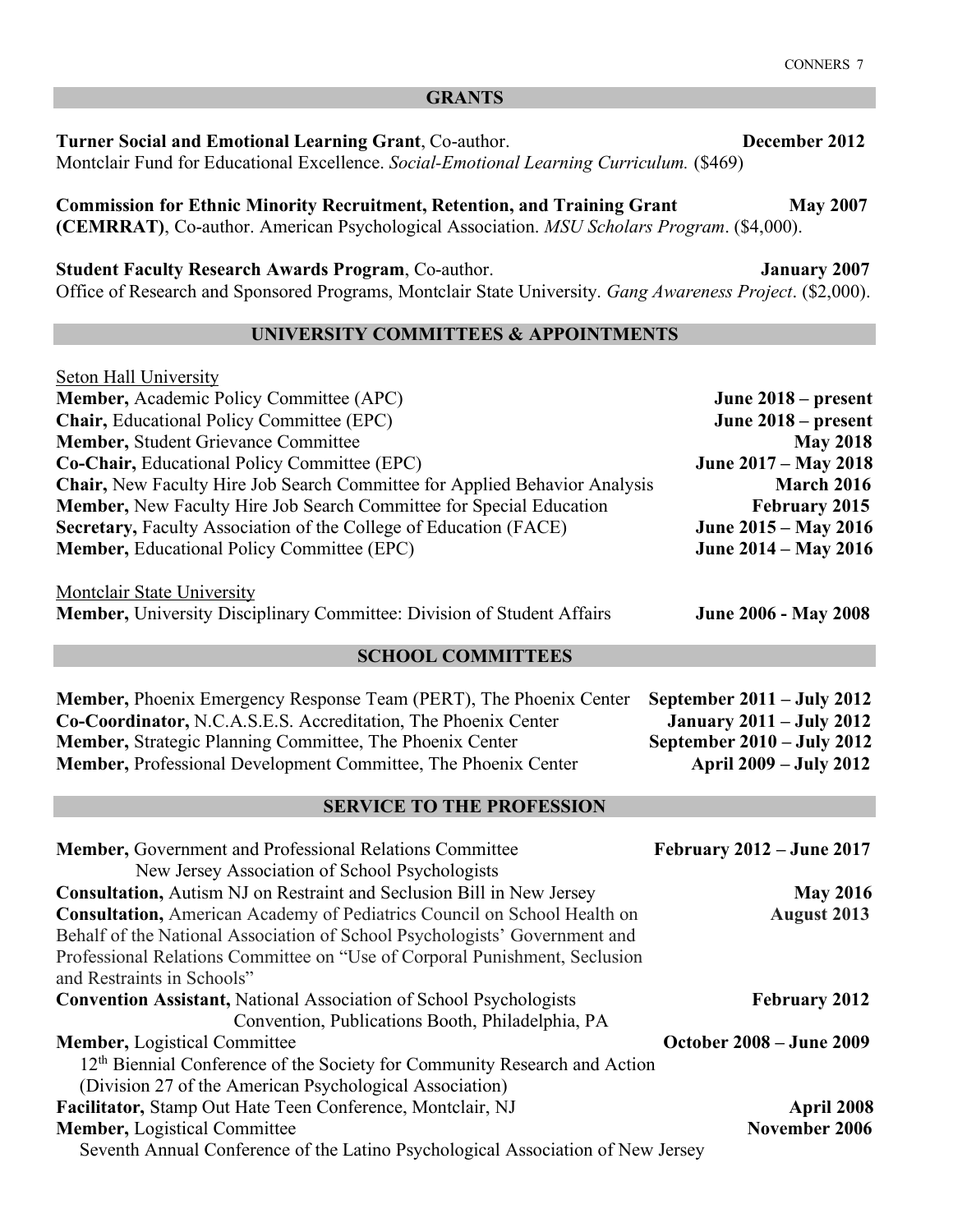## GRANTS

**Turner Social and Emotional Learning Grant**, Co-author. **December 2012**
Montclair Fund for Educational Excellence. *Social-Emotional Learning Curriculum.* ($469)

**Commission for Ethnic Minority Recruitment, Retention, and Training Grant (CEMRRAT)**, Co-author. American Psychological Association. *MSU Scholars Program*. ($4,000). **May 2007**

**Student Faculty Research Awards Program**, Co-author. **January 2007**
Office of Research and Sponsored Programs, Montclair State University. *Gang Awareness Project*. ($2,000).

## UNIVERSITY COMMITTEES & APPOINTMENTS

Seton Hall University

**Member,** Academic Policy Committee (APC) **June 2018 – present**
**Chair,** Educational Policy Committee (EPC) **June 2018 – present**
**Member,** Student Grievance Committee **May 2018**
**Co-Chair,** Educational Policy Committee (EPC) **June 2017 – May 2018**
**Chair,** New Faculty Hire Job Search Committee for Applied Behavior Analysis **March 2016**
**Member,** New Faculty Hire Job Search Committee for Special Education **February 2015**
**Secretary,** Faculty Association of the College of Education (FACE) **June 2015 – May 2016**
**Member,** Educational Policy Committee (EPC) **June 2014 – May 2016**

Montclair State University

**Member,** University Disciplinary Committee: Division of Student Affairs **June 2006 - May 2008**

## SCHOOL COMMITTEES

**Member,** Phoenix Emergency Response Team (PERT), The Phoenix Center **September 2011 – July 2012**
**Co-Coordinator,** N.C.A.S.E.S. Accreditation, The Phoenix Center **January 2011 – July 2012**
**Member,** Strategic Planning Committee, The Phoenix Center **September 2010 – July 2012**
**Member,** Professional Development Committee, The Phoenix Center **April 2009 – July 2012**

## SERVICE TO THE PROFESSION

**Member,** Government and Professional Relations Committee **February 2012 – June 2017**
New Jersey Association of School Psychologists

**Consultation,** Autism NJ on Restraint and Seclusion Bill in New Jersey **May 2016**

**Consultation,** American Academy of Pediatrics Council on School Health on Behalf of the National Association of School Psychologists' Government and Professional Relations Committee on "Use of Corporal Punishment, Seclusion and Restraints in Schools" **August 2013**

**Convention Assistant,** National Association of School Psychologists Convention, Publications Booth, Philadelphia, PA **February 2012**

**Member,** Logistical Committee **October 2008 – June 2009**
12th Biennial Conference of the Society for Community Research and Action (Division 27 of the American Psychological Association)

**Facilitator,** Stamp Out Hate Teen Conference, Montclair, NJ **April 2008**

**Member,** Logistical Committee **November 2006**
Seventh Annual Conference of the Latino Psychological Association of New Jersey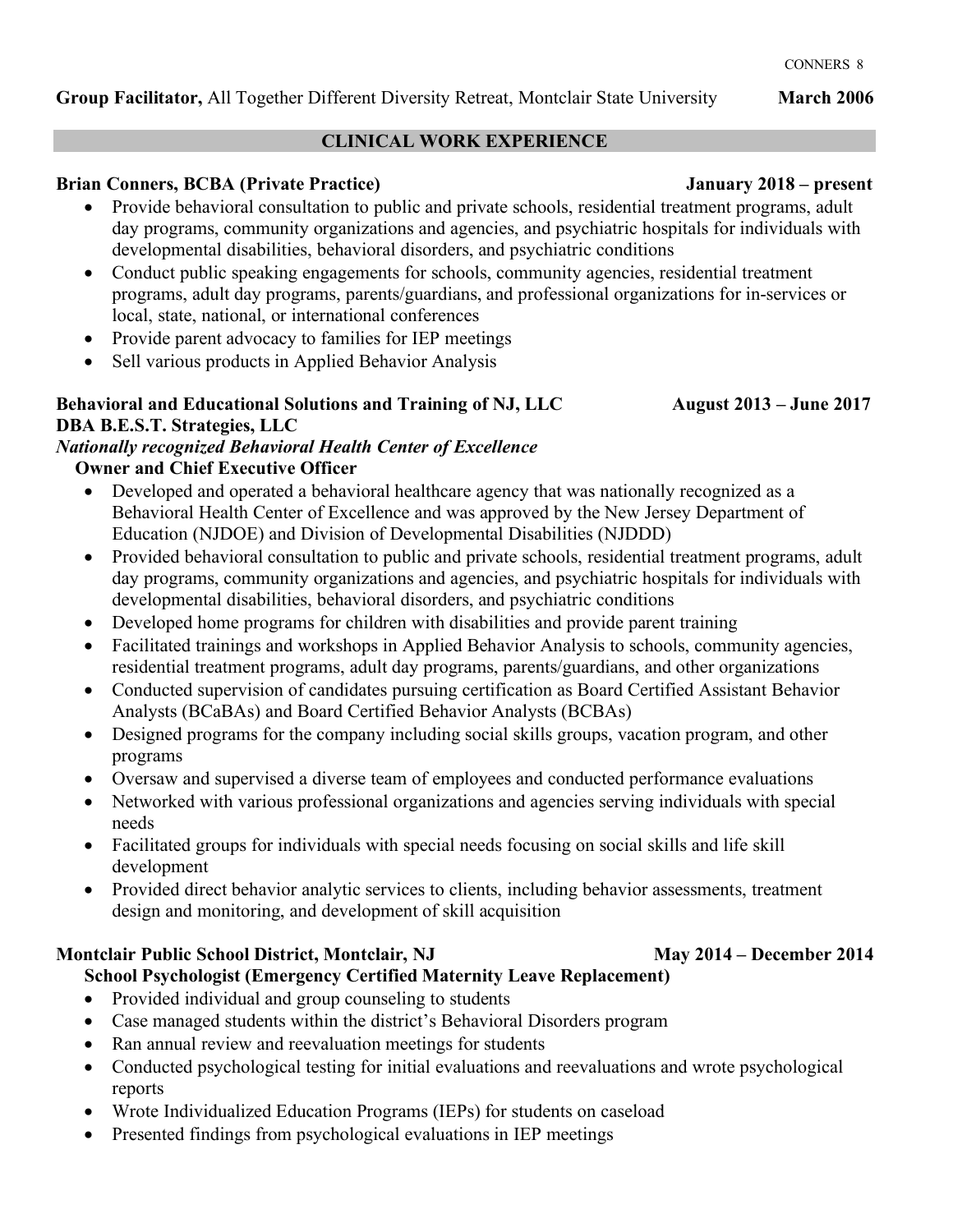**Group Facilitator,** All Together Different Diversity Retreat, Montclair State University **March 2006**

## CLINICAL WORK EXPERIENCE

**Brian Conners, BCBA (Private Practice)** **January 2018 – present**

- Provide behavioral consultation to public and private schools, residential treatment programs, adult day programs, community organizations and agencies, and psychiatric hospitals for individuals with developmental disabilities, behavioral disorders, and psychiatric conditions
- Conduct public speaking engagements for schools, community agencies, residential treatment programs, adult day programs, parents/guardians, and professional organizations for in-services or local, state, national, or international conferences
- Provide parent advocacy to families for IEP meetings
- Sell various products in Applied Behavior Analysis

**Behavioral and Educational Solutions and Training of NJ, LLC** **August 2013 – June 2017**
**DBA B.E.S.T. Strategies, LLC**
***Nationally recognized Behavioral Health Center of Excellence***
**Owner and Chief Executive Officer**

- Developed and operated a behavioral healthcare agency that was nationally recognized as a Behavioral Health Center of Excellence and was approved by the New Jersey Department of Education (NJDOE) and Division of Developmental Disabilities (NJDDD)
- Provided behavioral consultation to public and private schools, residential treatment programs, adult day programs, community organizations and agencies, and psychiatric hospitals for individuals with developmental disabilities, behavioral disorders, and psychiatric conditions
- Developed home programs for children with disabilities and provide parent training
- Facilitated trainings and workshops in Applied Behavior Analysis to schools, community agencies, residential treatment programs, adult day programs, parents/guardians, and other organizations
- Conducted supervision of candidates pursuing certification as Board Certified Assistant Behavior Analysts (BCaBAs) and Board Certified Behavior Analysts (BCBAs)
- Designed programs for the company including social skills groups, vacation program, and other programs
- Oversaw and supervised a diverse team of employees and conducted performance evaluations
- Networked with various professional organizations and agencies serving individuals with special needs
- Facilitated groups for individuals with special needs focusing on social skills and life skill development
- Provided direct behavior analytic services to clients, including behavior assessments, treatment design and monitoring, and development of skill acquisition

**Montclair Public School District, Montclair, NJ** **May 2014 – December 2014**
**School Psychologist (Emergency Certified Maternity Leave Replacement)**

- Provided individual and group counseling to students
- Case managed students within the district's Behavioral Disorders program
- Ran annual review and reevaluation meetings for students
- Conducted psychological testing for initial evaluations and reevaluations and wrote psychological reports
- Wrote Individualized Education Programs (IEPs) for students on caseload
- Presented findings from psychological evaluations in IEP meetings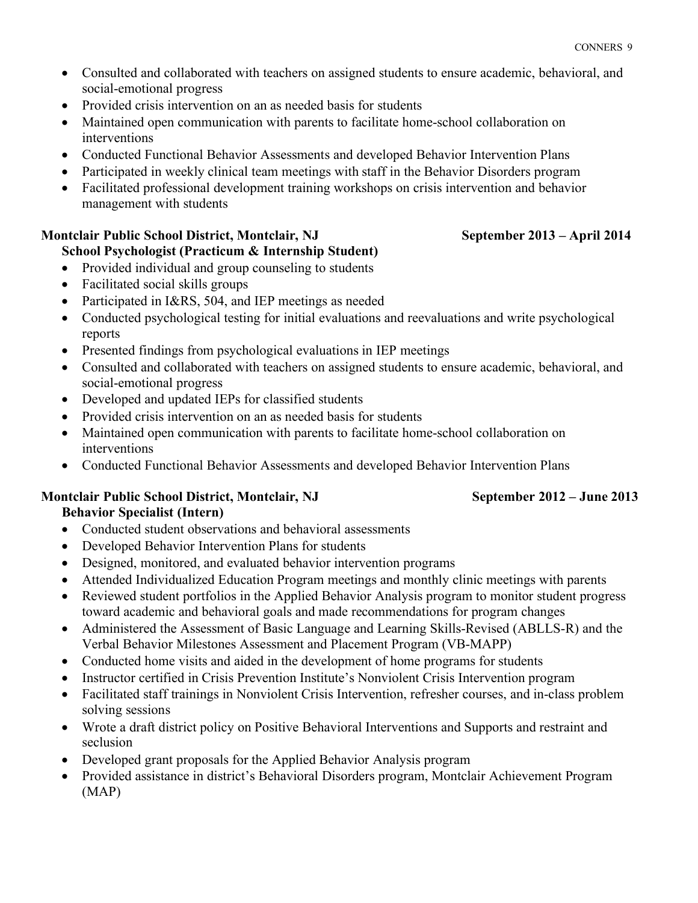- Consulted and collaborated with teachers on assigned students to ensure academic, behavioral, and social-emotional progress
- Provided crisis intervention on an as needed basis for students
- Maintained open communication with parents to facilitate home-school collaboration on interventions
- Conducted Functional Behavior Assessments and developed Behavior Intervention Plans
- Participated in weekly clinical team meetings with staff in the Behavior Disorders program
- Facilitated professional development training workshops on crisis intervention and behavior management with students

**Montclair Public School District, Montclair, NJ** **September 2013 – April 2014**

**School Psychologist (Practicum & Internship Student)**

- Provided individual and group counseling to students
- Facilitated social skills groups
- Participated in I&RS, 504, and IEP meetings as needed
- Conducted psychological testing for initial evaluations and reevaluations and write psychological reports
- Presented findings from psychological evaluations in IEP meetings
- Consulted and collaborated with teachers on assigned students to ensure academic, behavioral, and social-emotional progress
- Developed and updated IEPs for classified students
- Provided crisis intervention on an as needed basis for students
- Maintained open communication with parents to facilitate home-school collaboration on interventions
- Conducted Functional Behavior Assessments and developed Behavior Intervention Plans

**Montclair Public School District, Montclair, NJ** **September 2012 – June 2013**

**Behavior Specialist (Intern)**

- Conducted student observations and behavioral assessments
- Developed Behavior Intervention Plans for students
- Designed, monitored, and evaluated behavior intervention programs
- Attended Individualized Education Program meetings and monthly clinic meetings with parents
- Reviewed student portfolios in the Applied Behavior Analysis program to monitor student progress toward academic and behavioral goals and made recommendations for program changes
- Administered the Assessment of Basic Language and Learning Skills-Revised (ABLLS-R) and the Verbal Behavior Milestones Assessment and Placement Program (VB-MAPP)
- Conducted home visits and aided in the development of home programs for students
- Instructor certified in Crisis Prevention Institute's Nonviolent Crisis Intervention program
- Facilitated staff trainings in Nonviolent Crisis Intervention, refresher courses, and in-class problem solving sessions
- Wrote a draft district policy on Positive Behavioral Interventions and Supports and restraint and seclusion
- Developed grant proposals for the Applied Behavior Analysis program
- Provided assistance in district's Behavioral Disorders program, Montclair Achievement Program (MAP)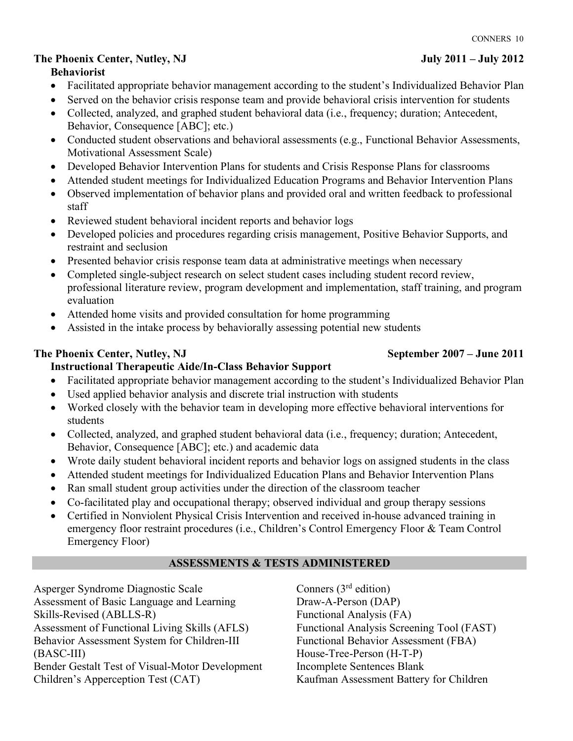**The Phoenix Center, Nutley, NJ** **July 2011 – July 2012**

**Behaviorist**

- Facilitated appropriate behavior management according to the student's Individualized Behavior Plan
- Served on the behavior crisis response team and provide behavioral crisis intervention for students
- Collected, analyzed, and graphed student behavioral data (i.e., frequency; duration; Antecedent, Behavior, Consequence [ABC]; etc.)
- Conducted student observations and behavioral assessments (e.g., Functional Behavior Assessments, Motivational Assessment Scale)
- Developed Behavior Intervention Plans for students and Crisis Response Plans for classrooms
- Attended student meetings for Individualized Education Programs and Behavior Intervention Plans
- Observed implementation of behavior plans and provided oral and written feedback to professional staff
- Reviewed student behavioral incident reports and behavior logs
- Developed policies and procedures regarding crisis management, Positive Behavior Supports, and restraint and seclusion
- Presented behavior crisis response team data at administrative meetings when necessary
- Completed single-subject research on select student cases including student record review, professional literature review, program development and implementation, staff training, and program evaluation
- Attended home visits and provided consultation for home programming
- Assisted in the intake process by behaviorally assessing potential new students

**The Phoenix Center, Nutley, NJ** **September 2007 – June 2011**

**Instructional Therapeutic Aide/In-Class Behavior Support**

- Facilitated appropriate behavior management according to the student's Individualized Behavior Plan
- Used applied behavior analysis and discrete trial instruction with students
- Worked closely with the behavior team in developing more effective behavioral interventions for students
- Collected, analyzed, and graphed student behavioral data (i.e., frequency; duration; Antecedent, Behavior, Consequence [ABC]; etc.) and academic data
- Wrote daily student behavioral incident reports and behavior logs on assigned students in the class
- Attended student meetings for Individualized Education Plans and Behavior Intervention Plans
- Ran small student group activities under the direction of the classroom teacher
- Co-facilitated play and occupational therapy; observed individual and group therapy sessions
- Certified in Nonviolent Physical Crisis Intervention and received in-house advanced training in emergency floor restraint procedures (i.e., Children's Control Emergency Floor & Team Control Emergency Floor)

## ASSESSMENTS & TESTS ADMINISTERED

Asperger Syndrome Diagnostic Scale
Assessment of Basic Language and Learning Skills-Revised (ABLLS-R)
Assessment of Functional Living Skills (AFLS)
Behavior Assessment System for Children-III (BASC-III)
Bender Gestalt Test of Visual-Motor Development
Children's Apperception Test (CAT)
Conners (3rd edition)
Draw-A-Person (DAP)
Functional Analysis (FA)
Functional Analysis Screening Tool (FAST)
Functional Behavior Assessment (FBA)
House-Tree-Person (H-T-P)
Incomplete Sentences Blank
Kaufman Assessment Battery for Children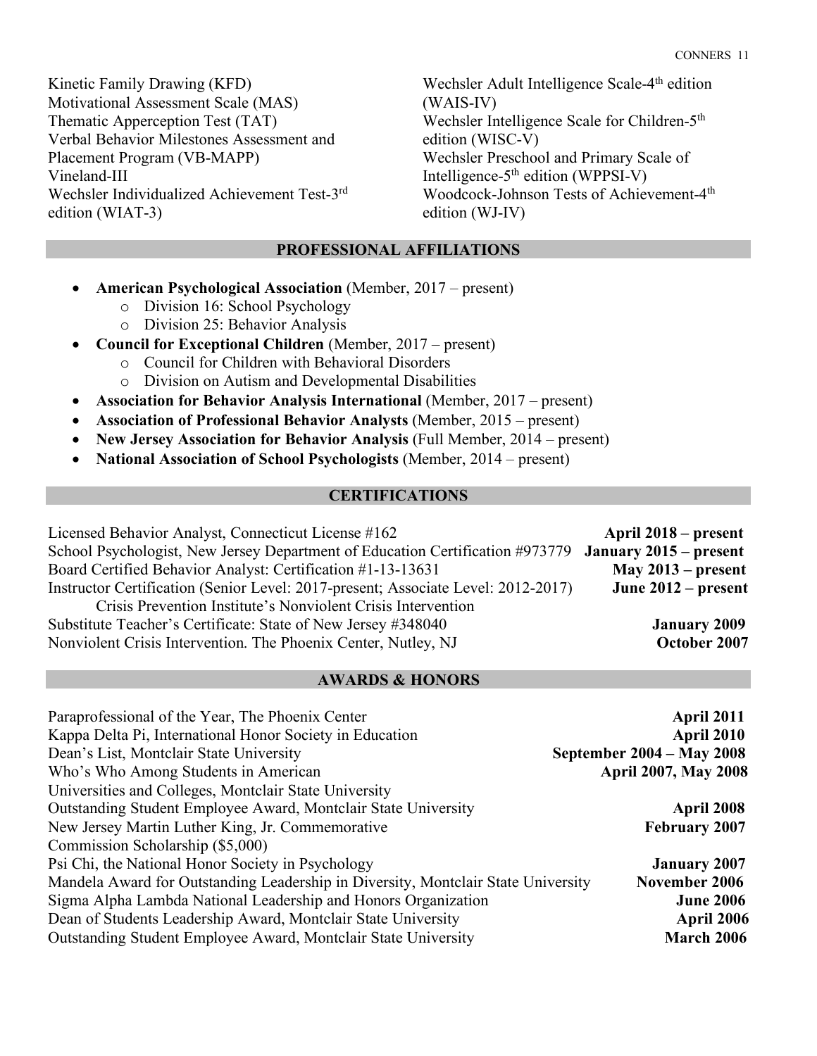Kinetic Family Drawing (KFD)
Motivational Assessment Scale (MAS)
Thematic Apperception Test (TAT)
Verbal Behavior Milestones Assessment and Placement Program (VB-MAPP)
Vineland-III
Wechsler Individualized Achievement Test-3rd edition (WIAT-3)
Wechsler Adult Intelligence Scale-4th edition (WAIS-IV)
Wechsler Intelligence Scale for Children-5th edition (WISC-V)
Wechsler Preschool and Primary Scale of Intelligence-5th edition (WPPSI-V)
Woodcock-Johnson Tests of Achievement-4th edition (WJ-IV)

## PROFESSIONAL AFFILIATIONS

- **American Psychological Association** (Member, 2017 – present)
  - Division 16: School Psychology
  - Division 25: Behavior Analysis
- **Council for Exceptional Children** (Member, 2017 – present)
  - Council for Children with Behavioral Disorders
  - Division on Autism and Developmental Disabilities
- **Association for Behavior Analysis International** (Member, 2017 – present)
- **Association of Professional Behavior Analysts** (Member, 2015 – present)
- **New Jersey Association for Behavior Analysis** (Full Member, 2014 – present)
- **National Association of School Psychologists** (Member, 2014 – present)

## CERTIFICATIONS

| | |
|---|---|
| Licensed Behavior Analyst, Connecticut License #162 | **April 2018 – present** |
| School Psychologist, New Jersey Department of Education Certification #973779 | **January 2015 – present** |
| Board Certified Behavior Analyst: Certification #1-13-13631 | **May 2013 – present** |
| Instructor Certification (Senior Level: 2017-present; Associate Level: 2012-2017) Crisis Prevention Institute's Nonviolent Crisis Intervention | **June 2012 – present** |
| Substitute Teacher's Certificate: State of New Jersey #348040 | **January 2009** |
| Nonviolent Crisis Intervention. The Phoenix Center, Nutley, NJ | **October 2007** |

## AWARDS & HONORS

| | |
|---|---|
| Paraprofessional of the Year, The Phoenix Center | **April 2011** |
| Kappa Delta Pi, International Honor Society in Education | **April 2010** |
| Dean's List, Montclair State University | **September 2004 – May 2008** |
| Who's Who Among Students in American Universities and Colleges, Montclair State University | **April 2007, May 2008** |
| Outstanding Student Employee Award, Montclair State University | **April 2008** |
| New Jersey Martin Luther King, Jr. Commemorative Commission Scholarship ($5,000) | **February 2007** |
| Psi Chi, the National Honor Society in Psychology | **January 2007** |
| Mandela Award for Outstanding Leadership in Diversity, Montclair State University | **November 2006** |
| Sigma Alpha Lambda National Leadership and Honors Organization | **June 2006** |
| Dean of Students Leadership Award, Montclair State University | **April 2006** |
| Outstanding Student Employee Award, Montclair State University | **March 2006** |